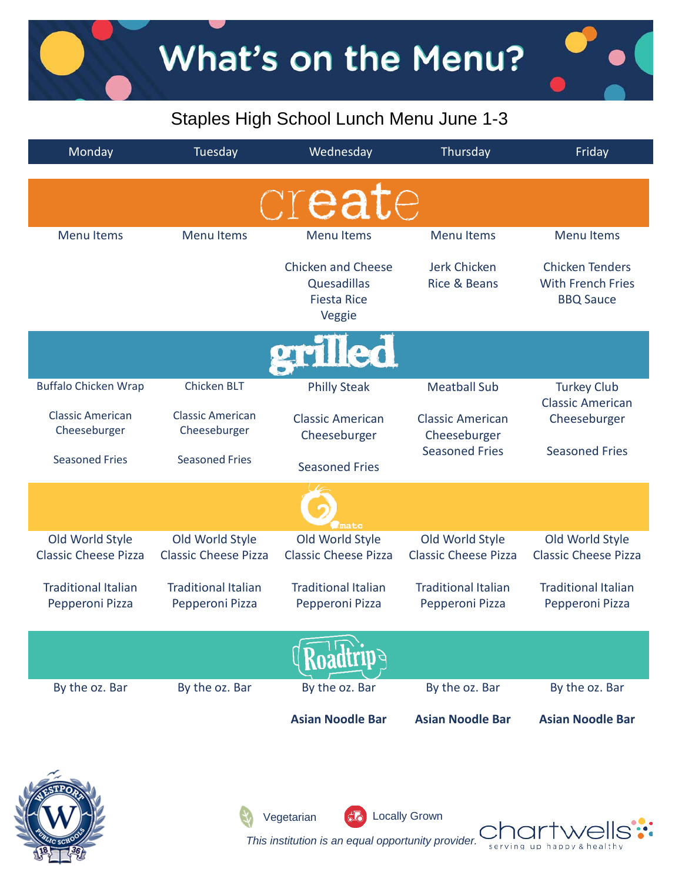# What's on the Menu?

## Staples High School Lunch Menu June 1-3

| Monday | Tuesday | Wednesday | Thursday | Friday |
|---|---|---|---|---|
| **create** | | | | |
| Menu Items | Menu Items | Menu Items | Menu Items | Menu Items |
| | | Chicken and Cheese Quesadillas<br>Fiesta Rice<br>Veggie | Jerk Chicken<br>Rice & Beans | Chicken Tenders With French Fries<br>BBQ Sauce |
| **grilled** | | | | |
| Buffalo Chicken Wrap<br><br>Classic American Cheeseburger<br><br>Seasoned Fries | Chicken BLT<br><br>Classic American Cheeseburger<br><br>Seasoned Fries | Philly Steak<br><br>Classic American Cheeseburger<br><br>Seasoned Fries | Meatball Sub<br><br>Classic American Cheeseburger<br>Seasoned Fries | Turkey Club<br>Classic American Cheeseburger<br><br>Seasoned Fries |
| **Tomato** | | | | |
| Old World Style Classic Cheese Pizza<br><br>Traditional Italian Pepperoni Pizza | Old World Style Classic Cheese Pizza<br><br>Traditional Italian Pepperoni Pizza | Old World Style Classic Cheese Pizza<br><br>Traditional Italian Pepperoni Pizza | Old World Style Classic Cheese Pizza<br><br>Traditional Italian Pepperoni Pizza | Old World Style Classic Cheese Pizza<br><br>Traditional Italian Pepperoni Pizza |
| **Roadtrip** | | | | |
| By the oz. Bar | By the oz. Bar | By the oz. Bar<br><br>**Asian Noodle Bar** | By the oz. Bar<br><br>**Asian Noodle Bar** | By the oz. Bar<br><br>**Asian Noodle Bar** |

Vegetarian Locally Grown

*This institution is an equal opportunity provider.*

chartwells serving up happy & healthy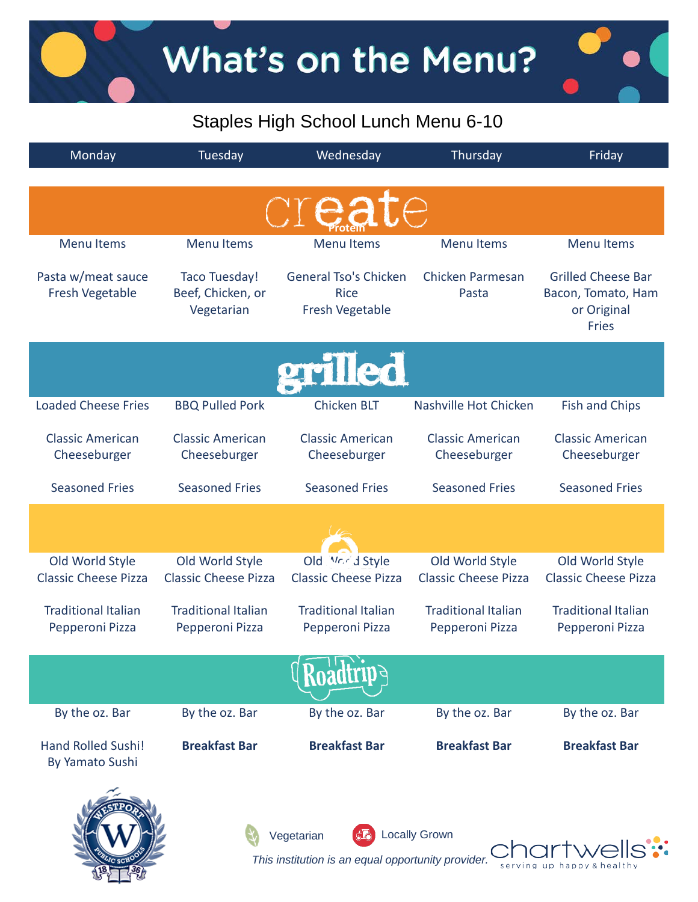# What's on the Menu?

## Staples High School Lunch Menu 6-10

| Monday | Tuesday | Wednesday | Thursday | Friday |
|---|---|---|---|---|
| **create** (Protein) | | | | |
| Menu Items | Menu Items | Menu Items | Menu Items | Menu Items |
| Pasta w/meat sauce<br>Fresh Vegetable | Taco Tuesday!<br>Beef, Chicken, or Vegetarian | General Tso's Chicken<br>Rice<br>Fresh Vegetable | Chicken Parmesan<br>Pasta | Grilled Cheese Bar<br>Bacon, Tomato, Ham or Original<br>Fries |
| **grilled** | | | | |
| Loaded Cheese Fries | BBQ Pulled Pork | Chicken BLT | Nashville Hot Chicken | Fish and Chips |
| Classic American Cheeseburger | Classic American Cheeseburger | Classic American Cheeseburger | Classic American Cheeseburger | Classic American Cheeseburger |
| Seasoned Fries | Seasoned Fries | Seasoned Fries | Seasoned Fries | Seasoned Fries |
| | | | | |
| Old World Style Classic Cheese Pizza | Old World Style Classic Cheese Pizza | Old World Style Classic Cheese Pizza | Old World Style Classic Cheese Pizza | Old World Style Classic Cheese Pizza |
| Traditional Italian Pepperoni Pizza | Traditional Italian Pepperoni Pizza | Traditional Italian Pepperoni Pizza | Traditional Italian Pepperoni Pizza | Traditional Italian Pepperoni Pizza |
| **Roadtrip** | | | | |
| By the oz. Bar | By the oz. Bar | By the oz. Bar | By the oz. Bar | By the oz. Bar |
| Hand Rolled Sushi!<br>By Yamato Sushi | **Breakfast Bar** | **Breakfast Bar** | **Breakfast Bar** | **Breakfast Bar** |

Vegetarian    Locally Grown

*This institution is an equal opportunity provider.*

chartwells — serving up happy & healthy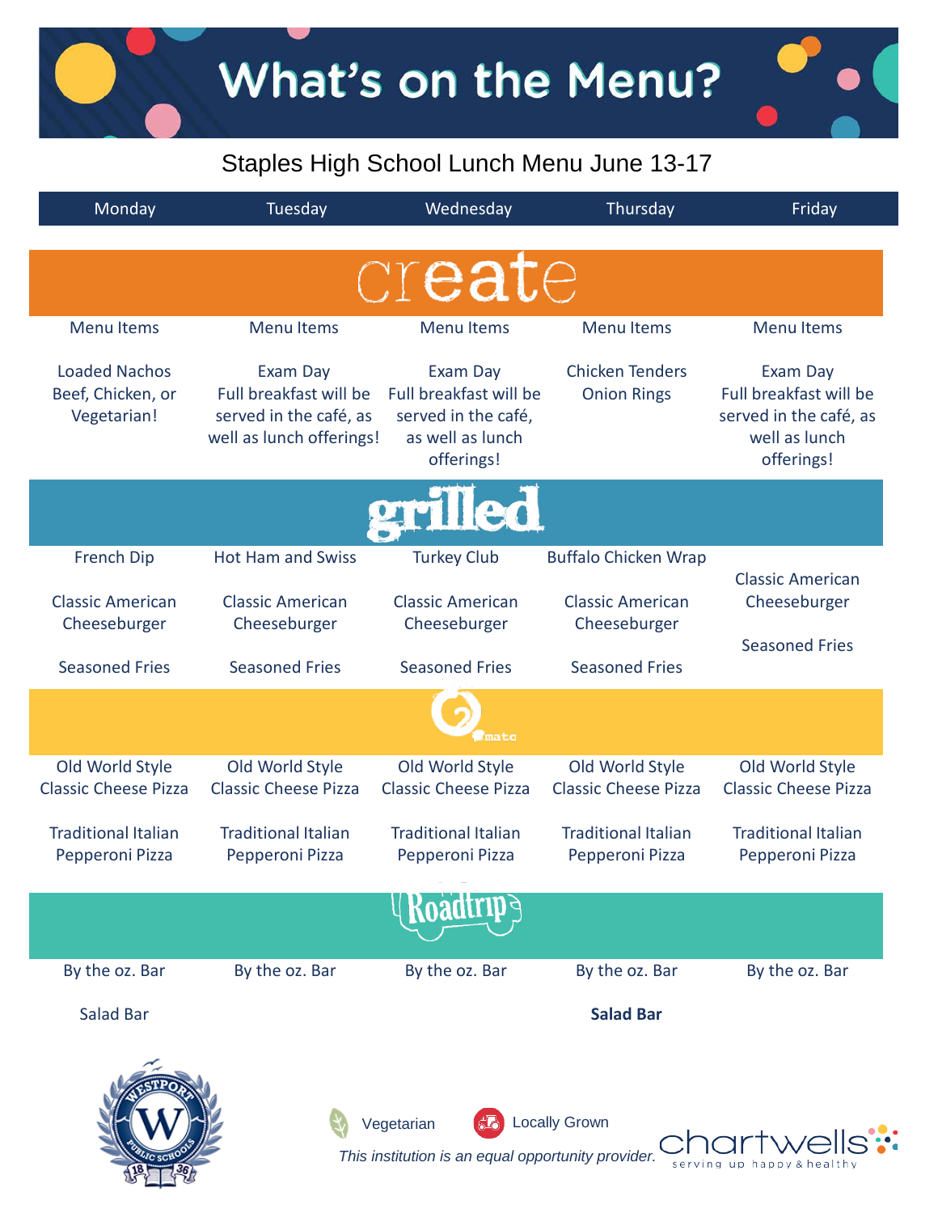# What's on the Menu?

## Staples High School Lunch Menu June 13-17

| Monday | Tuesday | Wednesday | Thursday | Friday |
|---|---|---|---|---|
| **create** | | | | |
| Menu Items | Menu Items | Menu Items | Menu Items | Menu Items |
| Loaded Nachos Beef, Chicken, or Vegetarian! | Exam Day Full breakfast will be served in the café, as well as lunch offerings! | Exam Day Full breakfast will be served in the café, as well as lunch offerings! | Chicken Tenders Onion Rings | Exam Day Full breakfast will be served in the café, as well as lunch offerings! |
| **grilled** | | | | |
| French Dip | Hot Ham and Swiss | Turkey Club | Buffalo Chicken Wrap | |
| Classic American Cheeseburger | Classic American Cheeseburger | Classic American Cheeseburger | Classic American Cheeseburger | Classic American Cheeseburger |
| Seasoned Fries | Seasoned Fries | Seasoned Fries | Seasoned Fries | Seasoned Fries |
| **mato** | | | | |
| Old World Style Classic Cheese Pizza | Old World Style Classic Cheese Pizza | Old World Style Classic Cheese Pizza | Old World Style Classic Cheese Pizza | Old World Style Classic Cheese Pizza |
| Traditional Italian Pepperoni Pizza | Traditional Italian Pepperoni Pizza | Traditional Italian Pepperoni Pizza | Traditional Italian Pepperoni Pizza | Traditional Italian Pepperoni Pizza |
| **Roadtrip** | | | | |
| By the oz. Bar | By the oz. Bar | By the oz. Bar | By the oz. Bar | By the oz. Bar |
| Salad Bar | | | **Salad Bar** | |

Westport Public Schools 1836

Vegetarian    Locally Grown

*This institution is an equal opportunity provider.*

chartwells — serving up happy & healthy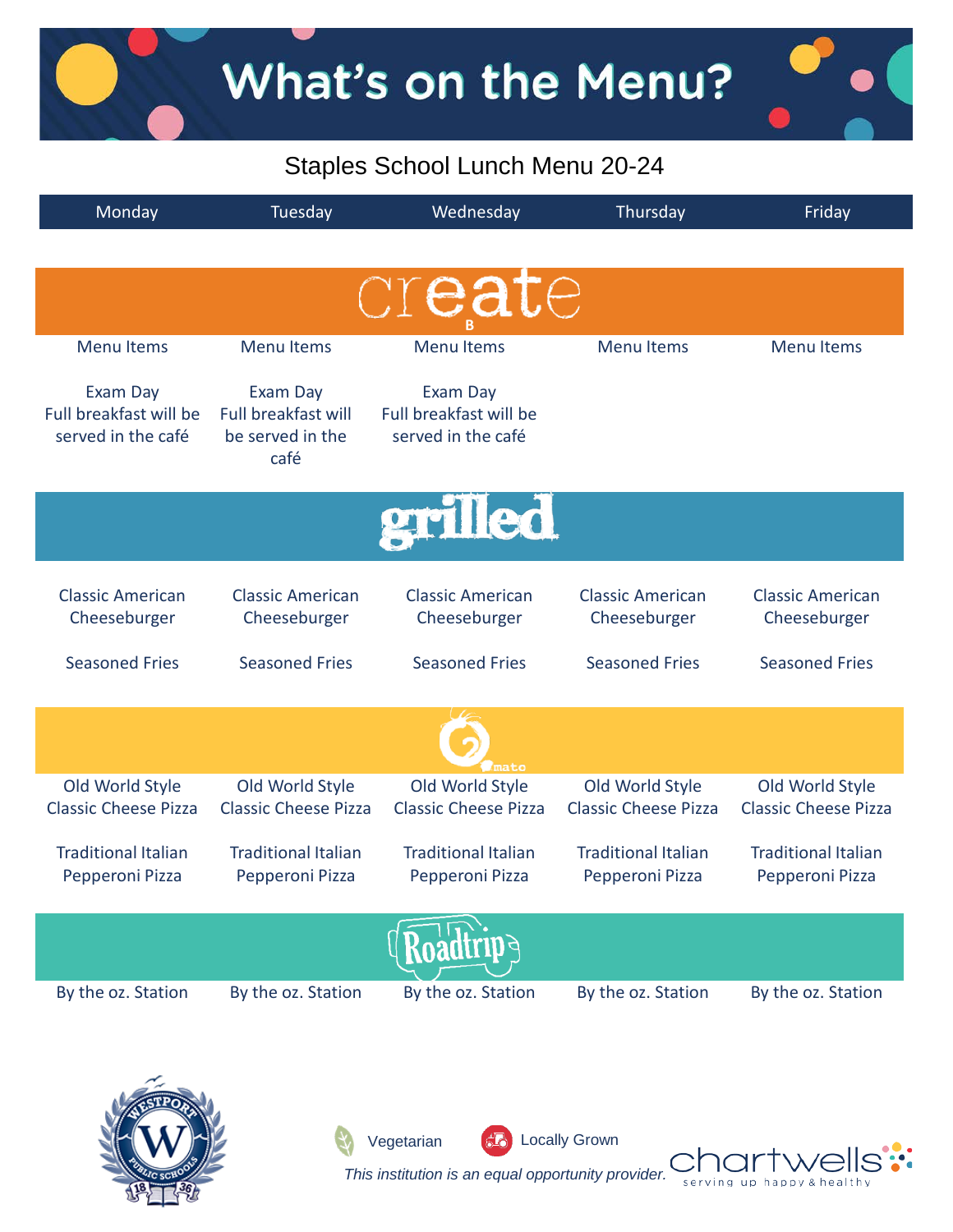# What's on the Menu?

Staples School Lunch Menu 20-24

| Monday | Tuesday | Wednesday | Thursday | Friday |
|---|---|---|---|---|
| **create** | | | | |
| Menu Items | Menu Items | Menu Items | Menu Items | Menu Items |
| Exam Day Full breakfast will be served in the café | Exam Day Full breakfast will be served in the café | Exam Day Full breakfast will be served in the café | | |
| **grilled** | | | | |
| Classic American Cheeseburger | Classic American Cheeseburger | Classic American Cheeseburger | Classic American Cheeseburger | Classic American Cheeseburger |
| Seasoned Fries | Seasoned Fries | Seasoned Fries | Seasoned Fries | Seasoned Fries |
| **Tomato** | | | | |
| Old World Style Classic Cheese Pizza | Old World Style Classic Cheese Pizza | Old World Style Classic Cheese Pizza | Old World Style Classic Cheese Pizza | Old World Style Classic Cheese Pizza |
| Traditional Italian Pepperoni Pizza | Traditional Italian Pepperoni Pizza | Traditional Italian Pepperoni Pizza | Traditional Italian Pepperoni Pizza | Traditional Italian Pepperoni Pizza |
| **Roadtrip** | | | | |
| By the oz. Station | By the oz. Station | By the oz. Station | By the oz. Station | By the oz. Station |

Vegetarian Locally Grown

*This institution is an equal opportunity provider.*

chartwells serving up happy & healthy